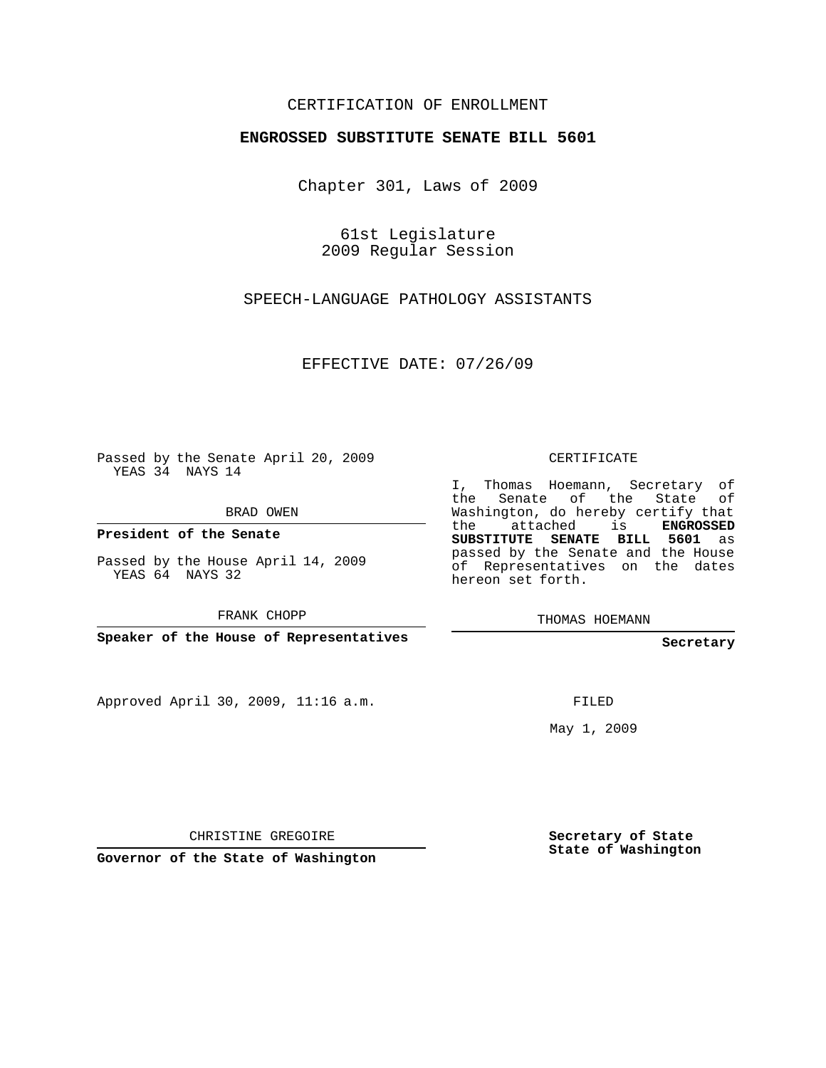CERTIFICATION OF ENROLLMENT

**ENGROSSED SUBSTITUTE SENATE BILL 5601**

Chapter 301, Laws of 2009

61st Legislature
2009 Regular Session

SPEECH-LANGUAGE PATHOLOGY ASSISTANTS

EFFECTIVE DATE: 07/26/09

Passed by the Senate April 20, 2009
YEAS 34 NAYS 14

BRAD OWEN

**President of the Senate**

Passed by the House April 14, 2009
YEAS 64 NAYS 32

FRANK CHOPP

**Speaker of the House of Representatives**

Approved April 30, 2009, 11:16 a.m.

CHRISTINE GREGOIRE

**Governor of the State of Washington**

CERTIFICATE

I, Thomas Hoemann, Secretary of the Senate of the State of Washington, do hereby certify that the attached is **ENGROSSED SUBSTITUTE SENATE BILL 5601** as passed by the Senate and the House of Representatives on the dates hereon set forth.

THOMAS HOEMANN

**Secretary**

FILED

May 1, 2009

**Secretary of State**
**State of Washington**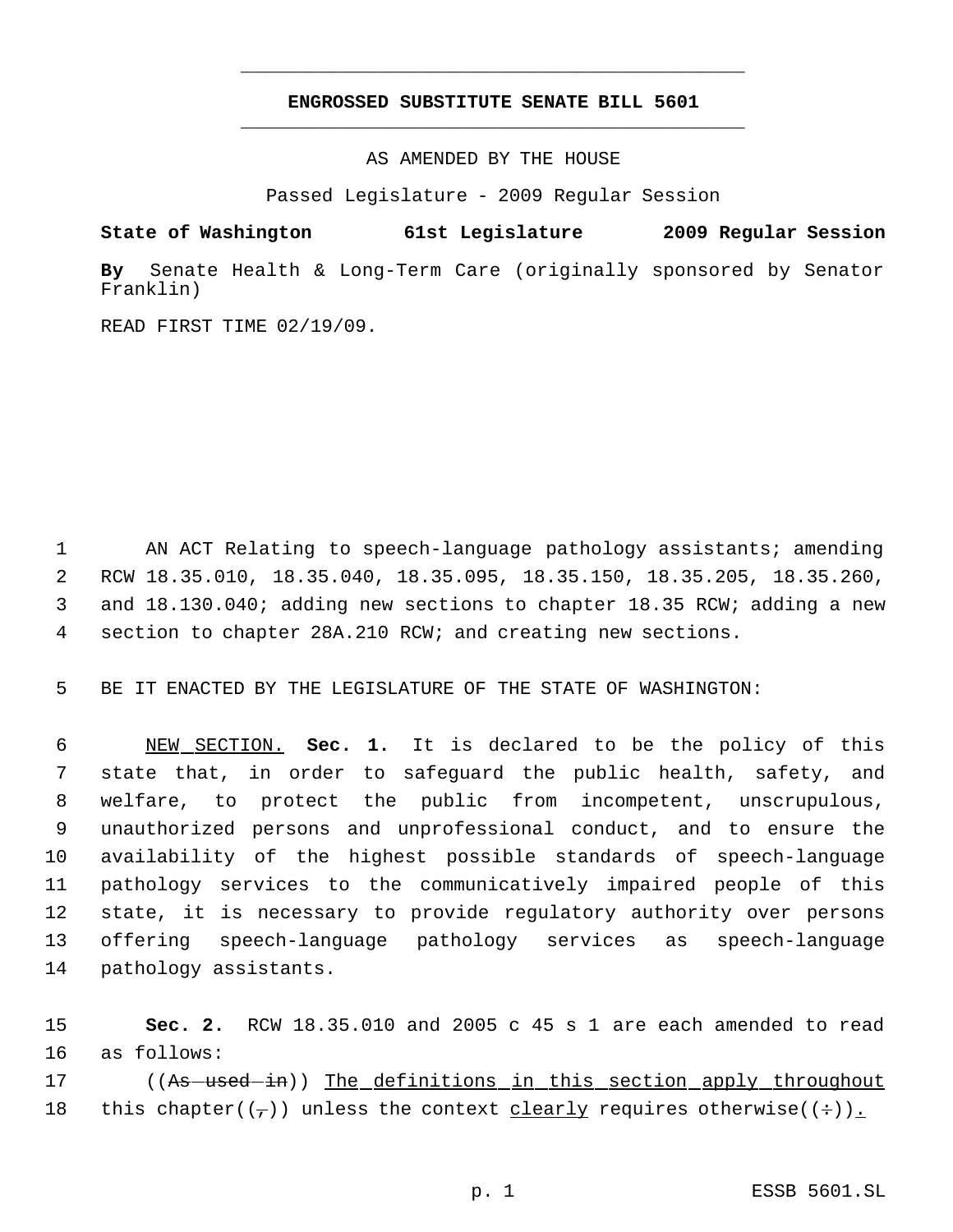**ENGROSSED SUBSTITUTE SENATE BILL 5601**

AS AMENDED BY THE HOUSE

Passed Legislature - 2009 Regular Session

**State of Washington 61st Legislature 2009 Regular Session**

**By** Senate Health & Long-Term Care (originally sponsored by Senator Franklin)

READ FIRST TIME 02/19/09.

1 AN ACT Relating to speech-language pathology assistants; amending
2 RCW 18.35.010, 18.35.040, 18.35.095, 18.35.150, 18.35.205, 18.35.260,
3 and 18.130.040; adding new sections to chapter 18.35 RCW; adding a new
4 section to chapter 28A.210 RCW; and creating new sections.

5 BE IT ENACTED BY THE LEGISLATURE OF THE STATE OF WASHINGTON:

6 NEW SECTION. **Sec. 1.** It is declared to be the policy of this
7 state that, in order to safeguard the public health, safety, and
8 welfare, to protect the public from incompetent, unscrupulous,
9 unauthorized persons and unprofessional conduct, and to ensure the
10 availability of the highest possible standards of speech-language
11 pathology services to the communicatively impaired people of this
12 state, it is necessary to provide regulatory authority over persons
13 offering speech-language pathology services as speech-language
14 pathology assistants.

15 **Sec. 2.** RCW 18.35.010 and 2005 c 45 s 1 are each amended to read
16 as follows:

17 ((~~As used in~~)) The definitions in this section apply throughout
18 this chapter((~~,~~)) unless the context clearly requires otherwise((~~:~~)).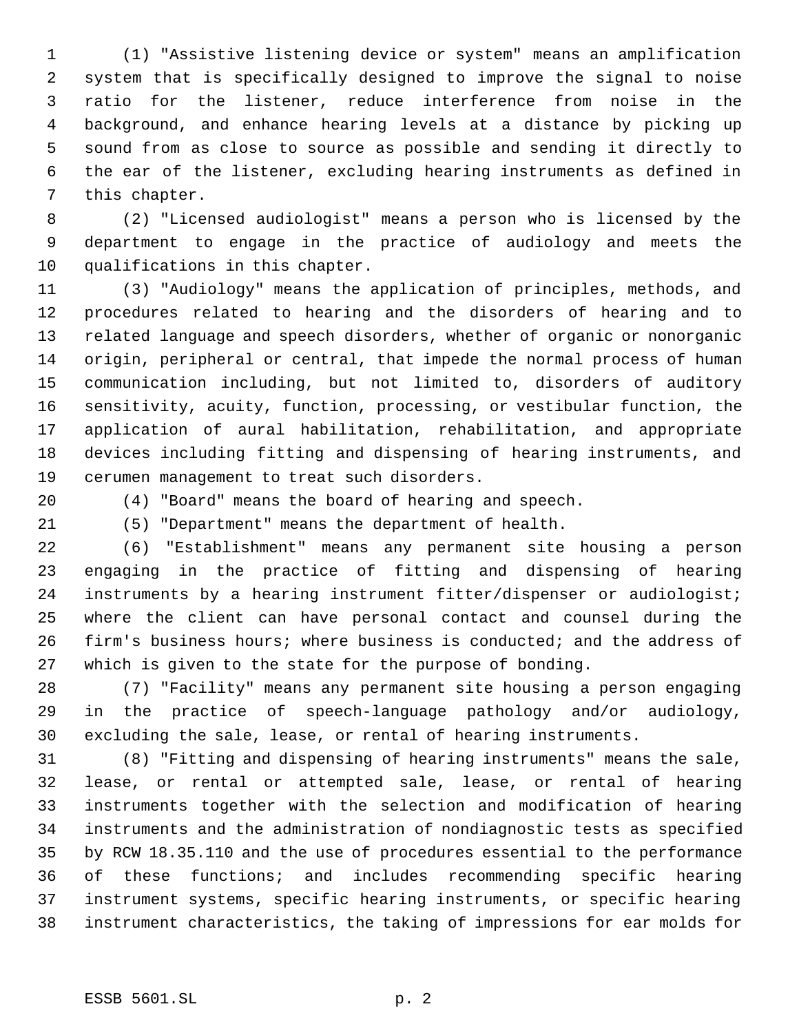(1) "Assistive listening device or system" means an amplification system that is specifically designed to improve the signal to noise ratio for the listener, reduce interference from noise in the background, and enhance hearing levels at a distance by picking up sound from as close to source as possible and sending it directly to the ear of the listener, excluding hearing instruments as defined in this chapter.

(2) "Licensed audiologist" means a person who is licensed by the department to engage in the practice of audiology and meets the qualifications in this chapter.

(3) "Audiology" means the application of principles, methods, and procedures related to hearing and the disorders of hearing and to related language and speech disorders, whether of organic or nonorganic origin, peripheral or central, that impede the normal process of human communication including, but not limited to, disorders of auditory sensitivity, acuity, function, processing, or vestibular function, the application of aural habilitation, rehabilitation, and appropriate devices including fitting and dispensing of hearing instruments, and cerumen management to treat such disorders.

(4) "Board" means the board of hearing and speech.

(5) "Department" means the department of health.

(6) "Establishment" means any permanent site housing a person engaging in the practice of fitting and dispensing of hearing instruments by a hearing instrument fitter/dispenser or audiologist; where the client can have personal contact and counsel during the firm's business hours; where business is conducted; and the address of which is given to the state for the purpose of bonding.

(7) "Facility" means any permanent site housing a person engaging in the practice of speech-language pathology and/or audiology, excluding the sale, lease, or rental of hearing instruments.

(8) "Fitting and dispensing of hearing instruments" means the sale, lease, or rental or attempted sale, lease, or rental of hearing instruments together with the selection and modification of hearing instruments and the administration of nondiagnostic tests as specified by RCW 18.35.110 and the use of procedures essential to the performance of these functions; and includes recommending specific hearing instrument systems, specific hearing instruments, or specific hearing instrument characteristics, the taking of impressions for ear molds for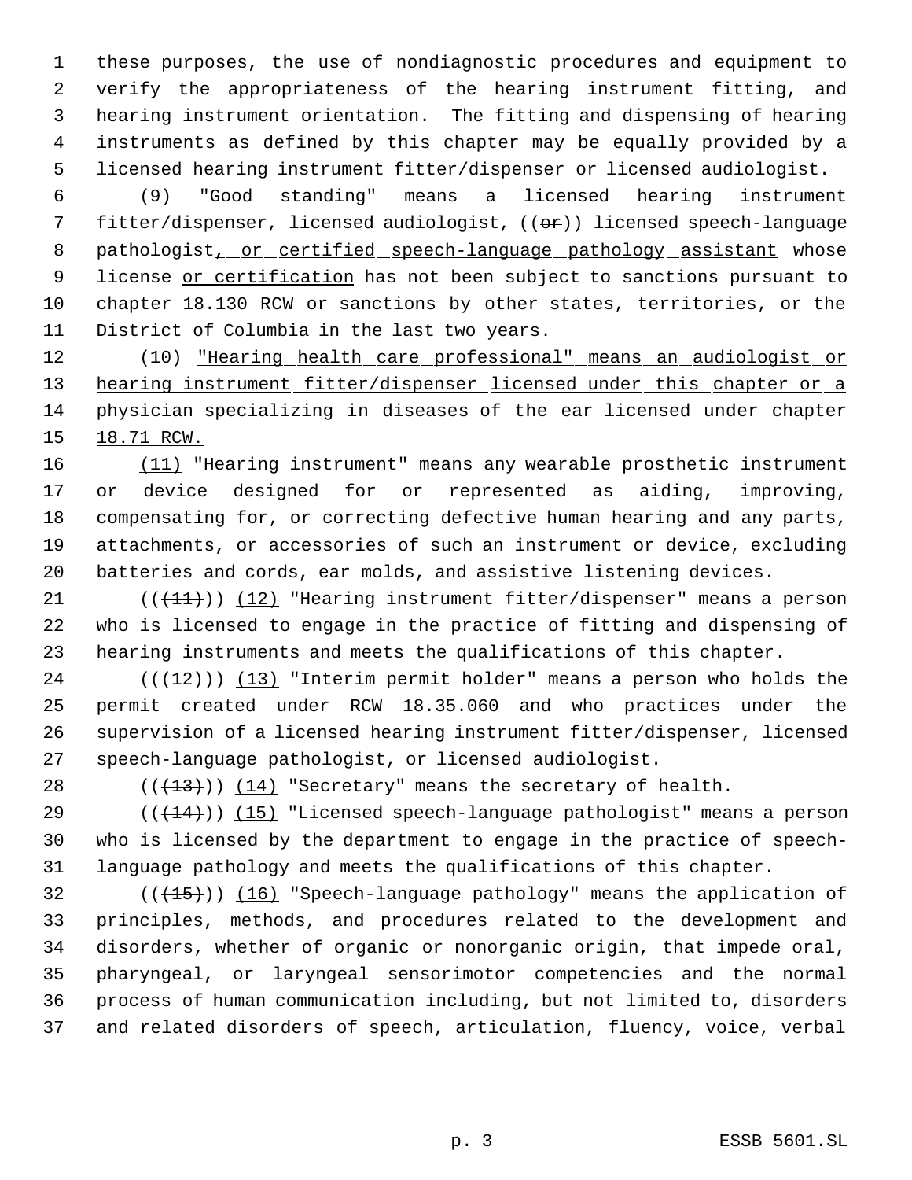these purposes, the use of nondiagnostic procedures and equipment to verify the appropriateness of the hearing instrument fitting, and hearing instrument orientation. The fitting and dispensing of hearing instruments as defined by this chapter may be equally provided by a licensed hearing instrument fitter/dispenser or licensed audiologist.

(9) "Good standing" means a licensed hearing instrument fitter/dispenser, licensed audiologist, ((~~or~~)) licensed speech-language pathologist, or certified speech-language pathology assistant whose license or certification has not been subject to sanctions pursuant to chapter 18.130 RCW or sanctions by other states, territories, or the District of Columbia in the last two years.

(10) "Hearing health care professional" means an audiologist or hearing instrument fitter/dispenser licensed under this chapter or a physician specializing in diseases of the ear licensed under chapter 18.71 RCW.

(11) "Hearing instrument" means any wearable prosthetic instrument or device designed for or represented as aiding, improving, compensating for, or correcting defective human hearing and any parts, attachments, or accessories of such an instrument or device, excluding batteries and cords, ear molds, and assistive listening devices.

((~~(11)~~)) (12) "Hearing instrument fitter/dispenser" means a person who is licensed to engage in the practice of fitting and dispensing of hearing instruments and meets the qualifications of this chapter.

((~~(12)~~)) (13) "Interim permit holder" means a person who holds the permit created under RCW 18.35.060 and who practices under the supervision of a licensed hearing instrument fitter/dispenser, licensed speech-language pathologist, or licensed audiologist.

((~~(13)~~)) (14) "Secretary" means the secretary of health.

((~~(14)~~)) (15) "Licensed speech-language pathologist" means a person who is licensed by the department to engage in the practice of speech-language pathology and meets the qualifications of this chapter.

((~~(15)~~)) (16) "Speech-language pathology" means the application of principles, methods, and procedures related to the development and disorders, whether of organic or nonorganic origin, that impede oral, pharyngeal, or laryngeal sensorimotor competencies and the normal process of human communication including, but not limited to, disorders and related disorders of speech, articulation, fluency, voice, verbal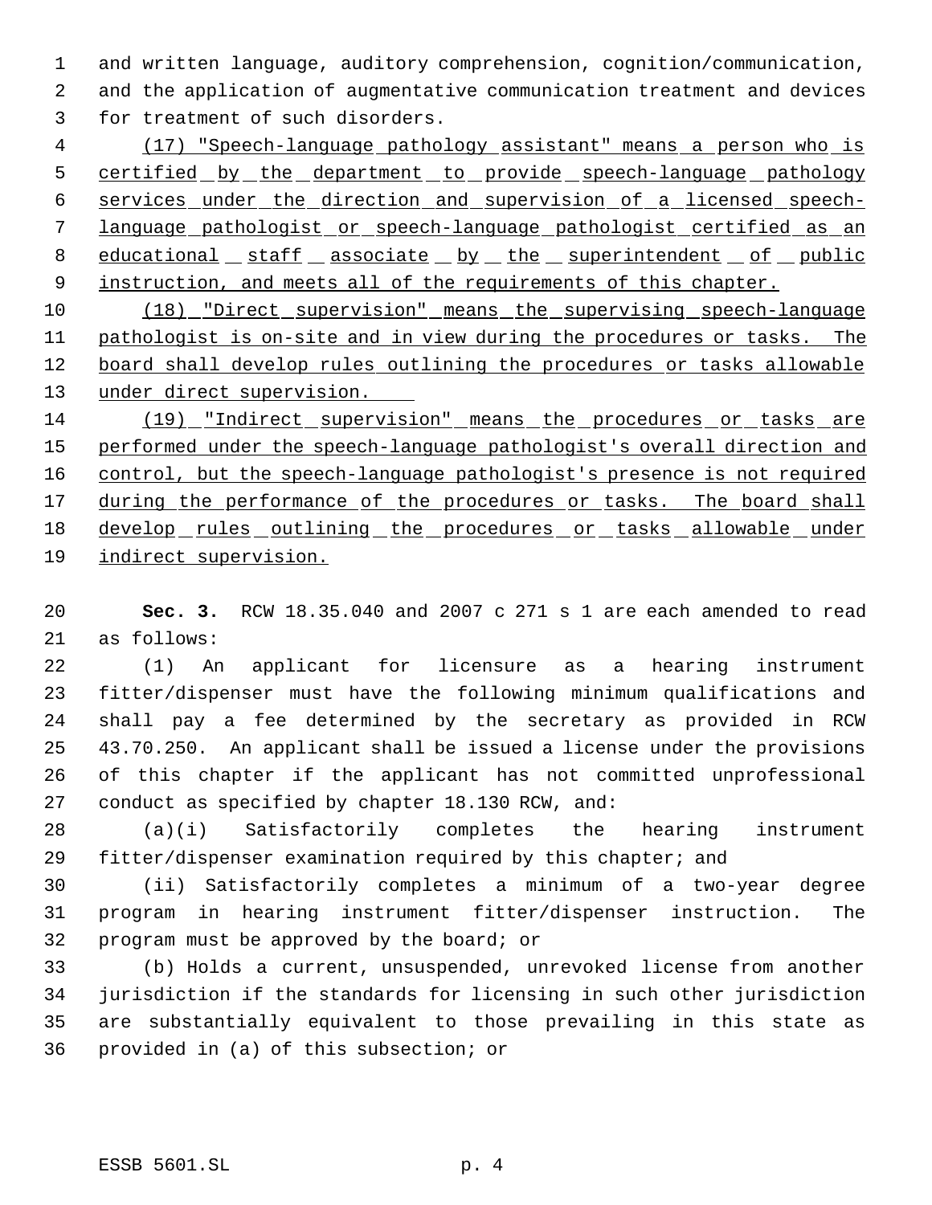and written language, auditory comprehension, cognition/communication, and the application of augmentative communication treatment and devices for treatment of such disorders.

<u>(17) "Speech-language pathology assistant" means a person who is certified by the department to provide speech-language pathology services under the direction and supervision of a licensed speech-language pathologist or speech-language pathologist certified as an educational staff associate by the superintendent of public instruction, and meets all of the requirements of this chapter.</u>

<u>(18) "Direct supervision" means the supervising speech-language pathologist is on-site and in view during the procedures or tasks. The board shall develop rules outlining the procedures or tasks allowable under direct supervision.</u>

<u>(19) "Indirect supervision" means the procedures or tasks are performed under the speech-language pathologist's overall direction and control, but the speech-language pathologist's presence is not required during the performance of the procedures or tasks. The board shall develop rules outlining the procedures or tasks allowable under indirect supervision.</u>

**Sec. 3.** RCW 18.35.040 and 2007 c 271 s 1 are each amended to read as follows:

(1) An applicant for licensure as a hearing instrument fitter/dispenser must have the following minimum qualifications and shall pay a fee determined by the secretary as provided in RCW 43.70.250. An applicant shall be issued a license under the provisions of this chapter if the applicant has not committed unprofessional conduct as specified by chapter 18.130 RCW, and:

(a)(i) Satisfactorily completes the hearing instrument fitter/dispenser examination required by this chapter; and

(ii) Satisfactorily completes a minimum of a two-year degree program in hearing instrument fitter/dispenser instruction. The program must be approved by the board; or

(b) Holds a current, unsuspended, unrevoked license from another jurisdiction if the standards for licensing in such other jurisdiction are substantially equivalent to those prevailing in this state as provided in (a) of this subsection; or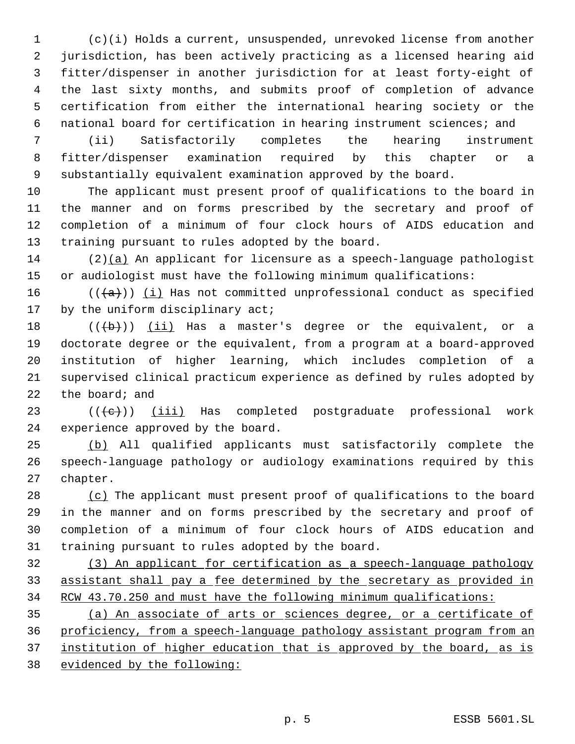(c)(i) Holds a current, unsuspended, unrevoked license from another jurisdiction, has been actively practicing as a licensed hearing aid fitter/dispenser in another jurisdiction for at least forty-eight of the last sixty months, and submits proof of completion of advance certification from either the international hearing society or the national board for certification in hearing instrument sciences; and

(ii) Satisfactorily completes the hearing instrument fitter/dispenser examination required by this chapter or a substantially equivalent examination approved by the board.

The applicant must present proof of qualifications to the board in the manner and on forms prescribed by the secretary and proof of completion of a minimum of four clock hours of AIDS education and training pursuant to rules adopted by the board.

(2)<u>(a)</u> An applicant for licensure as a speech-language pathologist or audiologist must have the following minimum qualifications:

((~~(a)~~)) <u>(i)</u> Has not committed unprofessional conduct as specified by the uniform disciplinary act;

((~~(b)~~)) <u>(ii)</u> Has a master's degree or the equivalent, or a doctorate degree or the equivalent, from a program at a board-approved institution of higher learning, which includes completion of a supervised clinical practicum experience as defined by rules adopted by the board; and

((~~(c)~~)) <u>(iii)</u> Has completed postgraduate professional work experience approved by the board.

<u>(b)</u> All qualified applicants must satisfactorily complete the speech-language pathology or audiology examinations required by this chapter.

<u>(c)</u> The applicant must present proof of qualifications to the board in the manner and on forms prescribed by the secretary and proof of completion of a minimum of four clock hours of AIDS education and training pursuant to rules adopted by the board.

<u>(3) An applicant for certification as a speech-language pathology assistant shall pay a fee determined by the secretary as provided in RCW 43.70.250 and must have the following minimum qualifications:</u>

<u>(a) An associate of arts or sciences degree, or a certificate of proficiency, from a speech-language pathology assistant program from an institution of higher education that is approved by the board, as is evidenced by the following:</u>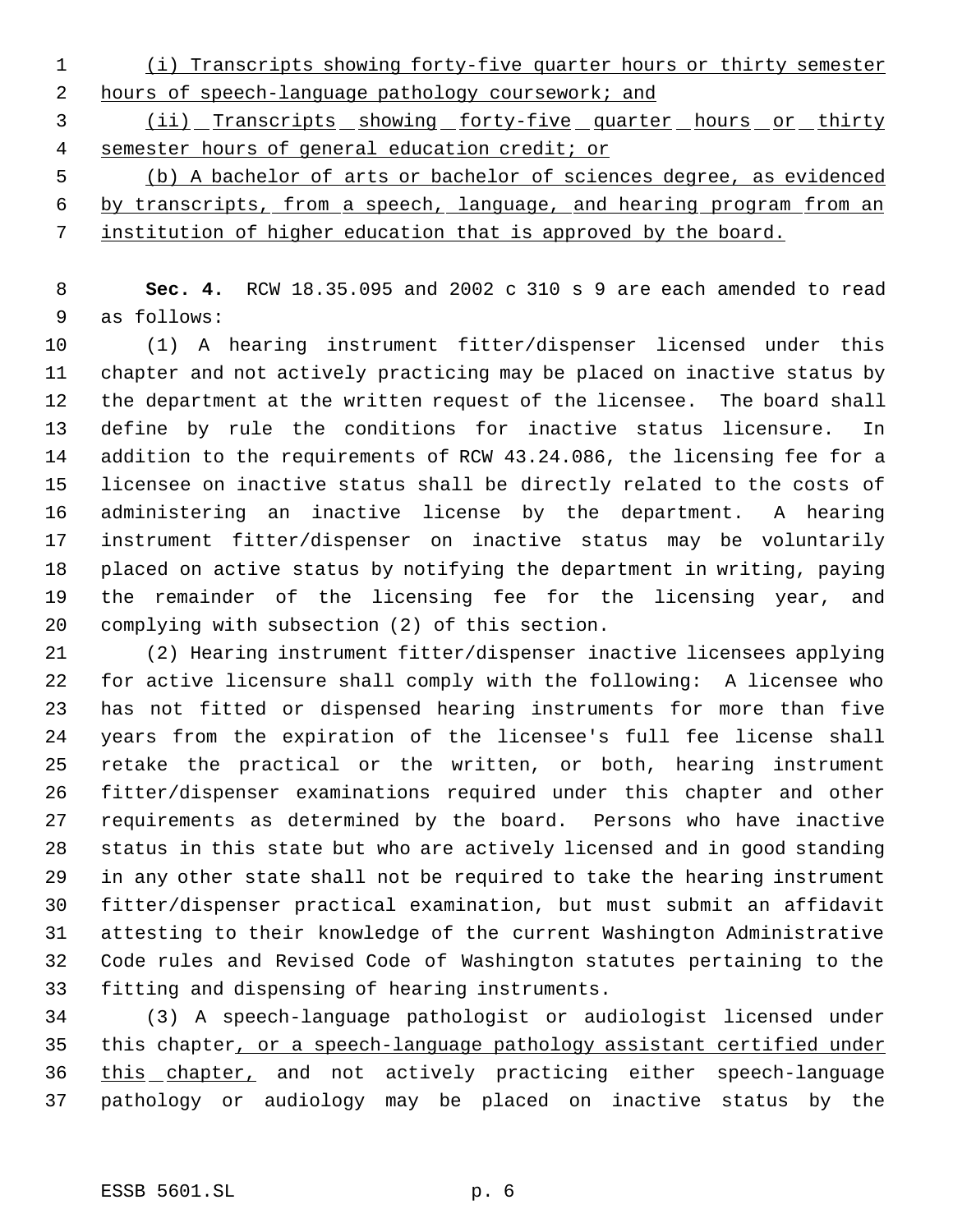(i) Transcripts showing forty-five quarter hours or thirty semester hours of speech-language pathology coursework; and

(ii) Transcripts showing forty-five quarter hours or thirty semester hours of general education credit; or

(b) A bachelor of arts or bachelor of sciences degree, as evidenced by transcripts, from a speech, language, and hearing program from an institution of higher education that is approved by the board.

**Sec. 4.** RCW 18.35.095 and 2002 c 310 s 9 are each amended to read as follows:

(1) A hearing instrument fitter/dispenser licensed under this chapter and not actively practicing may be placed on inactive status by the department at the written request of the licensee. The board shall define by rule the conditions for inactive status licensure. In addition to the requirements of RCW 43.24.086, the licensing fee for a licensee on inactive status shall be directly related to the costs of administering an inactive license by the department. A hearing instrument fitter/dispenser on inactive status may be voluntarily placed on active status by notifying the department in writing, paying the remainder of the licensing fee for the licensing year, and complying with subsection (2) of this section.

(2) Hearing instrument fitter/dispenser inactive licensees applying for active licensure shall comply with the following: A licensee who has not fitted or dispensed hearing instruments for more than five years from the expiration of the licensee's full fee license shall retake the practical or the written, or both, hearing instrument fitter/dispenser examinations required under this chapter and other requirements as determined by the board. Persons who have inactive status in this state but who are actively licensed and in good standing in any other state shall not be required to take the hearing instrument fitter/dispenser practical examination, but must submit an affidavit attesting to their knowledge of the current Washington Administrative Code rules and Revised Code of Washington statutes pertaining to the fitting and dispensing of hearing instruments.

(3) A speech-language pathologist or audiologist licensed under this chapter, or a speech-language pathology assistant certified under this chapter, and not actively practicing either speech-language pathology or audiology may be placed on inactive status by the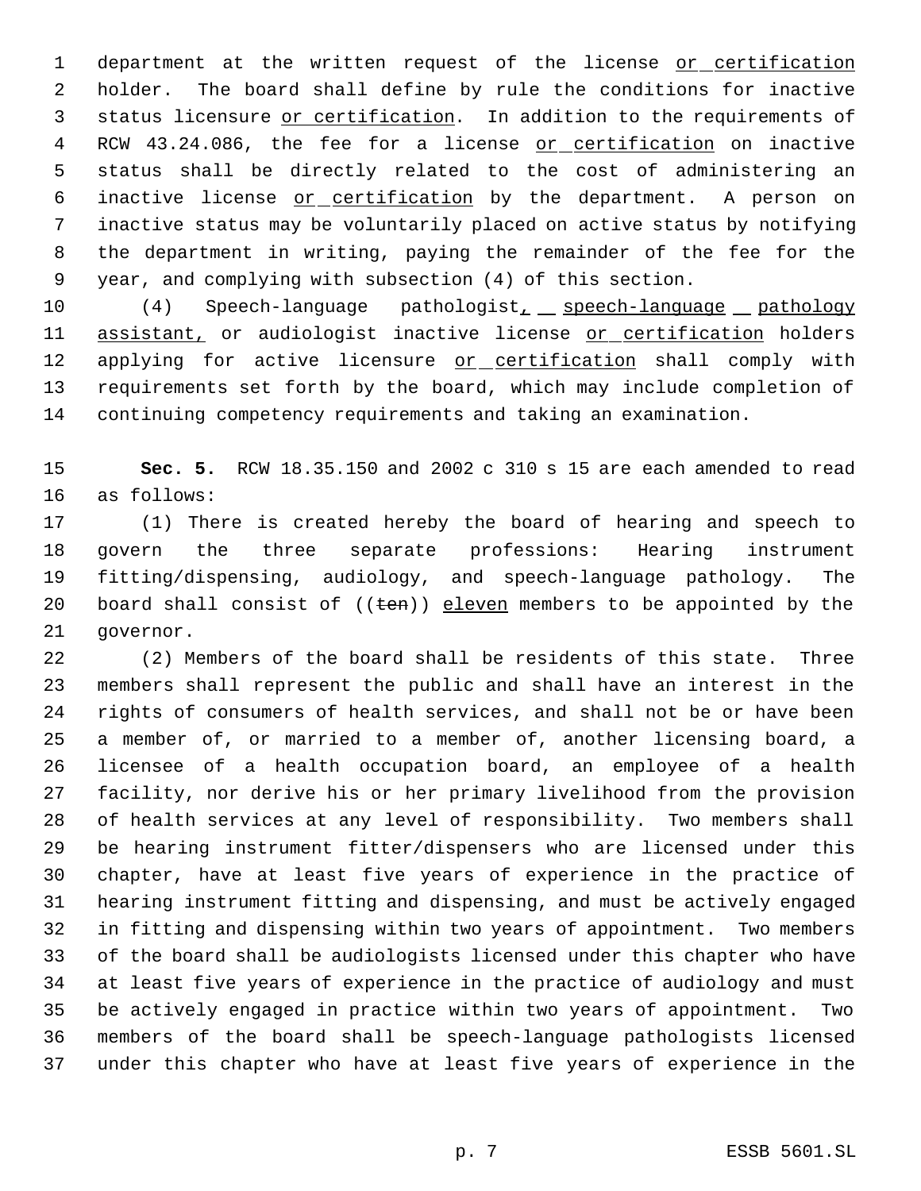department at the written request of the license or certification holder. The board shall define by rule the conditions for inactive status licensure or certification. In addition to the requirements of RCW 43.24.086, the fee for a license or certification on inactive status shall be directly related to the cost of administering an inactive license or certification by the department. A person on inactive status may be voluntarily placed on active status by notifying the department in writing, paying the remainder of the fee for the year, and complying with subsection (4) of this section.

(4) Speech-language pathologist, speech-language pathology assistant, or audiologist inactive license or certification holders applying for active licensure or certification shall comply with requirements set forth by the board, which may include completion of continuing competency requirements and taking an examination.

**Sec. 5.** RCW 18.35.150 and 2002 c 310 s 15 are each amended to read as follows:

(1) There is created hereby the board of hearing and speech to govern the three separate professions: Hearing instrument fitting/dispensing, audiology, and speech-language pathology. The board shall consist of ((~~ten~~)) eleven members to be appointed by the governor.

(2) Members of the board shall be residents of this state. Three members shall represent the public and shall have an interest in the rights of consumers of health services, and shall not be or have been a member of, or married to a member of, another licensing board, a licensee of a health occupation board, an employee of a health facility, nor derive his or her primary livelihood from the provision of health services at any level of responsibility. Two members shall be hearing instrument fitter/dispensers who are licensed under this chapter, have at least five years of experience in the practice of hearing instrument fitting and dispensing, and must be actively engaged in fitting and dispensing within two years of appointment. Two members of the board shall be audiologists licensed under this chapter who have at least five years of experience in the practice of audiology and must be actively engaged in practice within two years of appointment. Two members of the board shall be speech-language pathologists licensed under this chapter who have at least five years of experience in the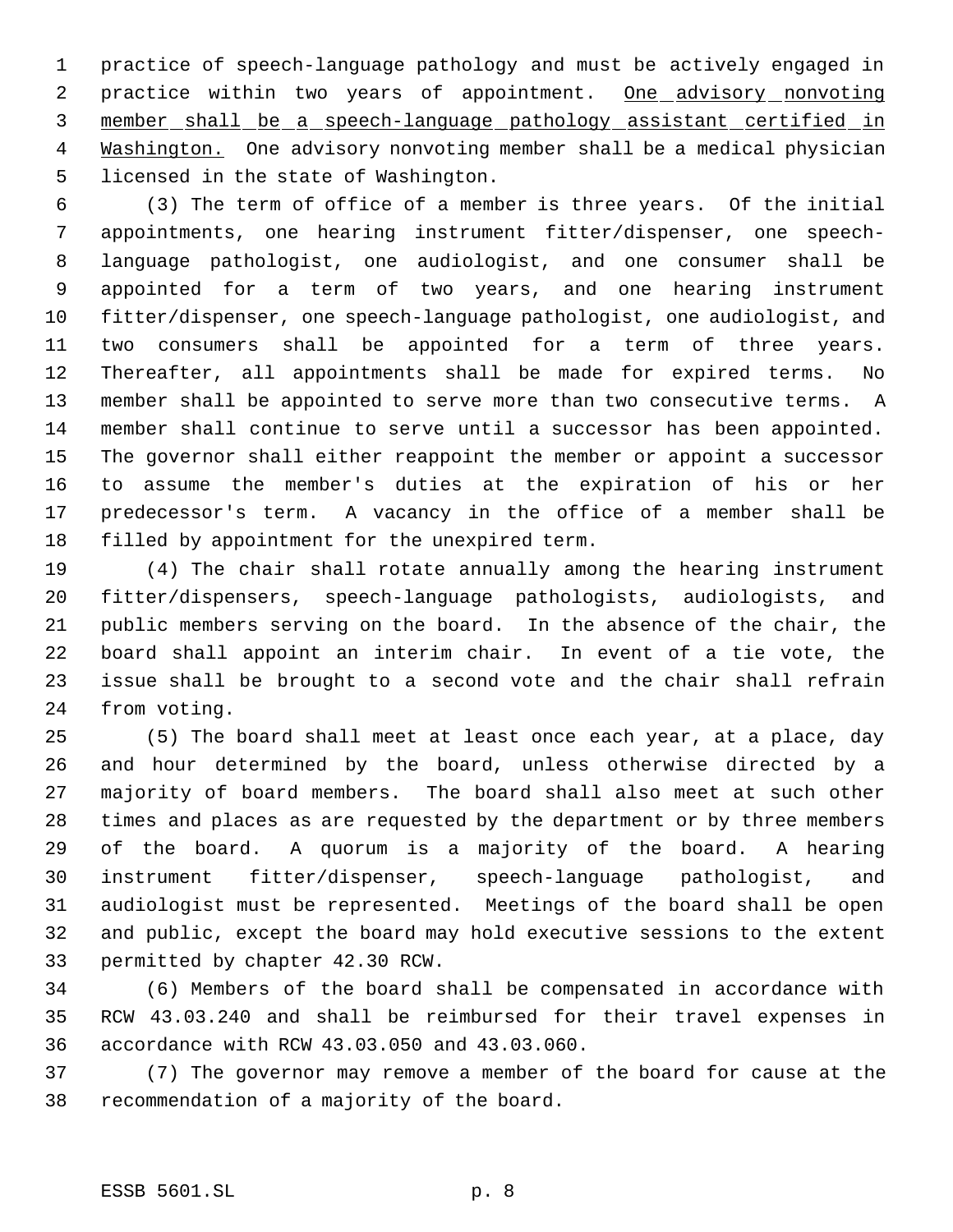practice of speech-language pathology and must be actively engaged in practice within two years of appointment. <u>One advisory nonvoting member shall be a speech-language pathology assistant certified in Washington.</u> One advisory nonvoting member shall be a medical physician licensed in the state of Washington.

(3) The term of office of a member is three years. Of the initial appointments, one hearing instrument fitter/dispenser, one speech-language pathologist, one audiologist, and one consumer shall be appointed for a term of two years, and one hearing instrument fitter/dispenser, one speech-language pathologist, one audiologist, and two consumers shall be appointed for a term of three years. Thereafter, all appointments shall be made for expired terms. No member shall be appointed to serve more than two consecutive terms. A member shall continue to serve until a successor has been appointed. The governor shall either reappoint the member or appoint a successor to assume the member's duties at the expiration of his or her predecessor's term. A vacancy in the office of a member shall be filled by appointment for the unexpired term.

(4) The chair shall rotate annually among the hearing instrument fitter/dispensers, speech-language pathologists, audiologists, and public members serving on the board. In the absence of the chair, the board shall appoint an interim chair. In event of a tie vote, the issue shall be brought to a second vote and the chair shall refrain from voting.

(5) The board shall meet at least once each year, at a place, day and hour determined by the board, unless otherwise directed by a majority of board members. The board shall also meet at such other times and places as are requested by the department or by three members of the board. A quorum is a majority of the board. A hearing instrument fitter/dispenser, speech-language pathologist, and audiologist must be represented. Meetings of the board shall be open and public, except the board may hold executive sessions to the extent permitted by chapter 42.30 RCW.

(6) Members of the board shall be compensated in accordance with RCW 43.03.240 and shall be reimbursed for their travel expenses in accordance with RCW 43.03.050 and 43.03.060.

(7) The governor may remove a member of the board for cause at the recommendation of a majority of the board.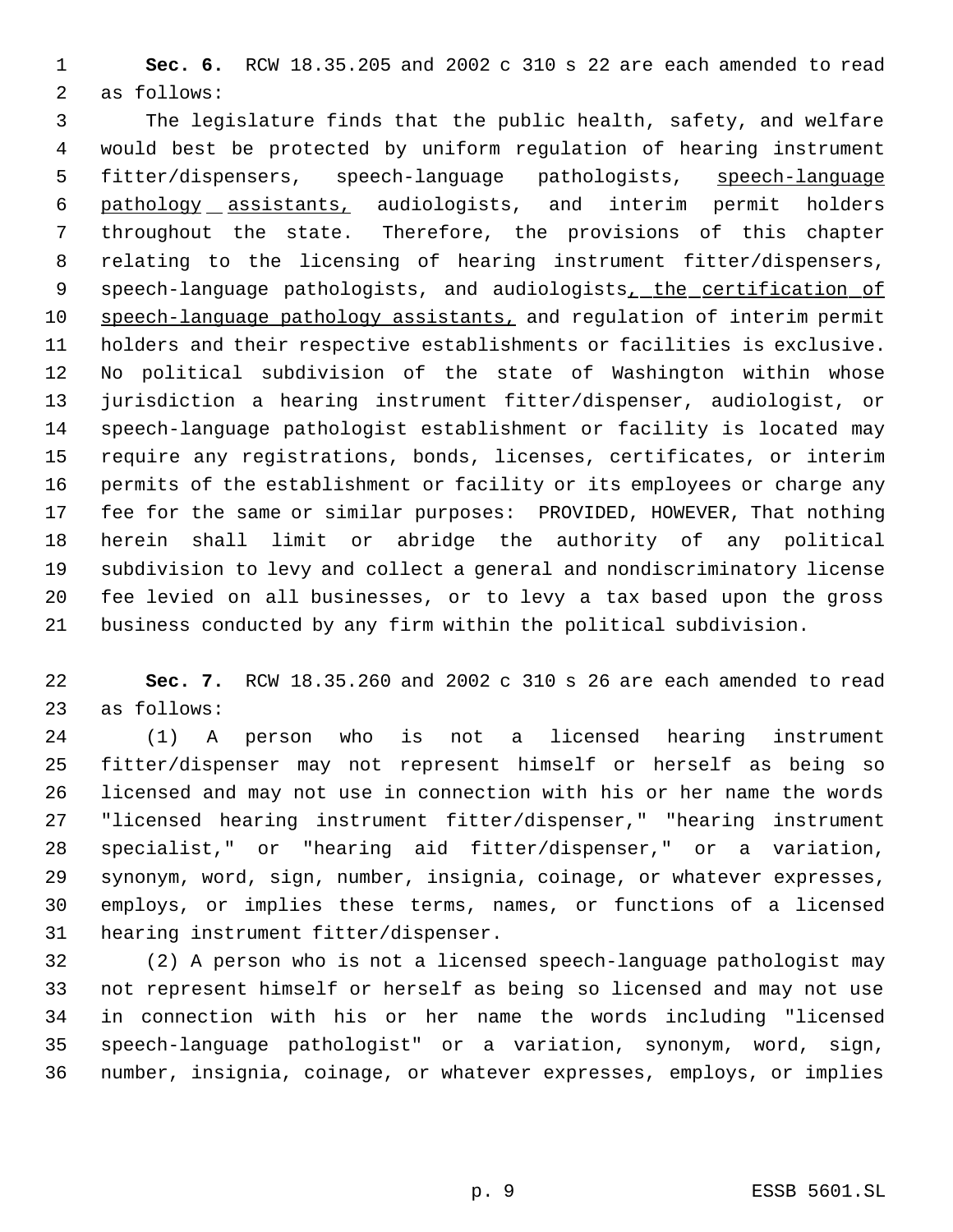**Sec. 6.** RCW 18.35.205 and 2002 c 310 s 22 are each amended to read as follows:

The legislature finds that the public health, safety, and welfare would best be protected by uniform regulation of hearing instrument fitter/dispensers, speech-language pathologists, <u>speech-language pathology assistants,</u> audiologists, and interim permit holders throughout the state. Therefore, the provisions of this chapter relating to the licensing of hearing instrument fitter/dispensers, speech-language pathologists, and audiologists<u>, the certification of speech-language pathology assistants,</u> and regulation of interim permit holders and their respective establishments or facilities is exclusive. No political subdivision of the state of Washington within whose jurisdiction a hearing instrument fitter/dispenser, audiologist, or speech-language pathologist establishment or facility is located may require any registrations, bonds, licenses, certificates, or interim permits of the establishment or facility or its employees or charge any fee for the same or similar purposes: PROVIDED, HOWEVER, That nothing herein shall limit or abridge the authority of any political subdivision to levy and collect a general and nondiscriminatory license fee levied on all businesses, or to levy a tax based upon the gross business conducted by any firm within the political subdivision.

**Sec. 7.** RCW 18.35.260 and 2002 c 310 s 26 are each amended to read as follows:

(1) A person who is not a licensed hearing instrument fitter/dispenser may not represent himself or herself as being so licensed and may not use in connection with his or her name the words "licensed hearing instrument fitter/dispenser," "hearing instrument specialist," or "hearing aid fitter/dispenser," or a variation, synonym, word, sign, number, insignia, coinage, or whatever expresses, employs, or implies these terms, names, or functions of a licensed hearing instrument fitter/dispenser.

(2) A person who is not a licensed speech-language pathologist may not represent himself or herself as being so licensed and may not use in connection with his or her name the words including "licensed speech-language pathologist" or a variation, synonym, word, sign, number, insignia, coinage, or whatever expresses, employs, or implies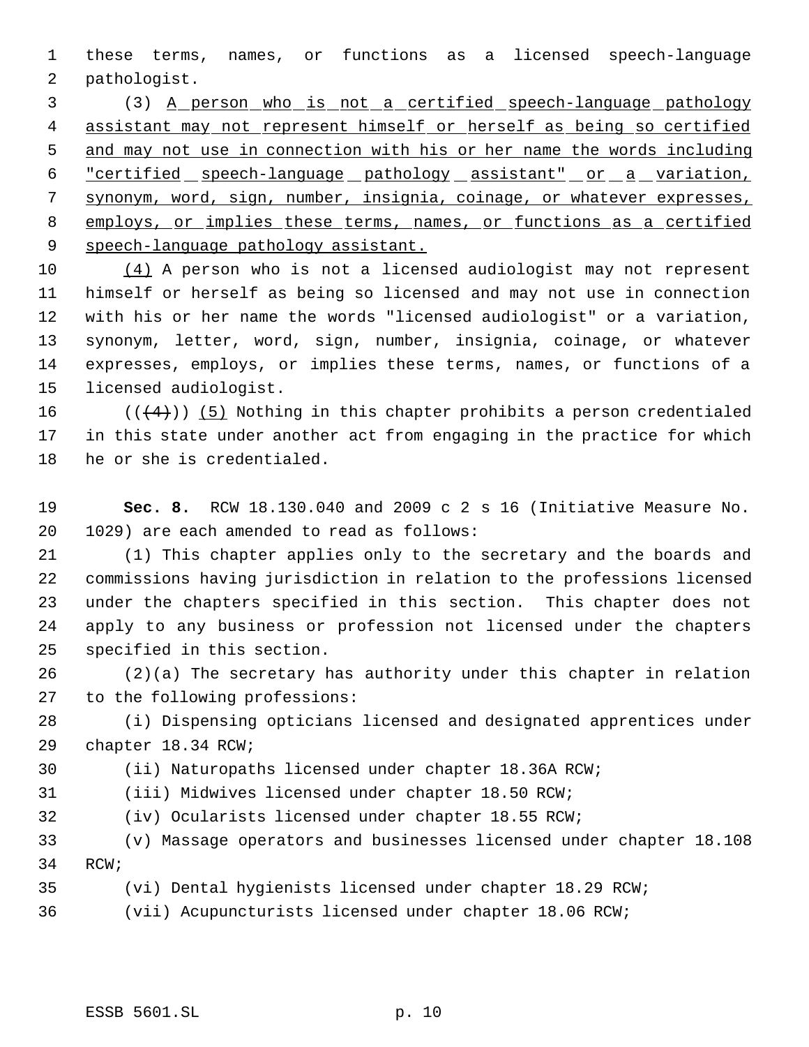these terms, names, or functions as a licensed speech-language pathologist.

(3) A person who is not a certified speech-language pathology assistant may not represent himself or herself as being so certified and may not use in connection with his or her name the words including "certified speech-language pathology assistant" or a variation, synonym, word, sign, number, insignia, coinage, or whatever expresses, employs, or implies these terms, names, or functions as a certified speech-language pathology assistant.

(4) A person who is not a licensed audiologist may not represent himself or herself as being so licensed and may not use in connection with his or her name the words "licensed audiologist" or a variation, synonym, letter, word, sign, number, insignia, coinage, or whatever expresses, employs, or implies these terms, names, or functions of a licensed audiologist.

(((4))) (5) Nothing in this chapter prohibits a person credentialed in this state under another act from engaging in the practice for which he or she is credentialed.

**Sec. 8.** RCW 18.130.040 and 2009 c 2 s 16 (Initiative Measure No. 1029) are each amended to read as follows:

(1) This chapter applies only to the secretary and the boards and commissions having jurisdiction in relation to the professions licensed under the chapters specified in this section. This chapter does not apply to any business or profession not licensed under the chapters specified in this section.

(2)(a) The secretary has authority under this chapter in relation to the following professions:

(i) Dispensing opticians licensed and designated apprentices under chapter 18.34 RCW;

(ii) Naturopaths licensed under chapter 18.36A RCW;

(iii) Midwives licensed under chapter 18.50 RCW;

(iv) Ocularists licensed under chapter 18.55 RCW;

(v) Massage operators and businesses licensed under chapter 18.108 RCW;

(vi) Dental hygienists licensed under chapter 18.29 RCW;

(vii) Acupuncturists licensed under chapter 18.06 RCW;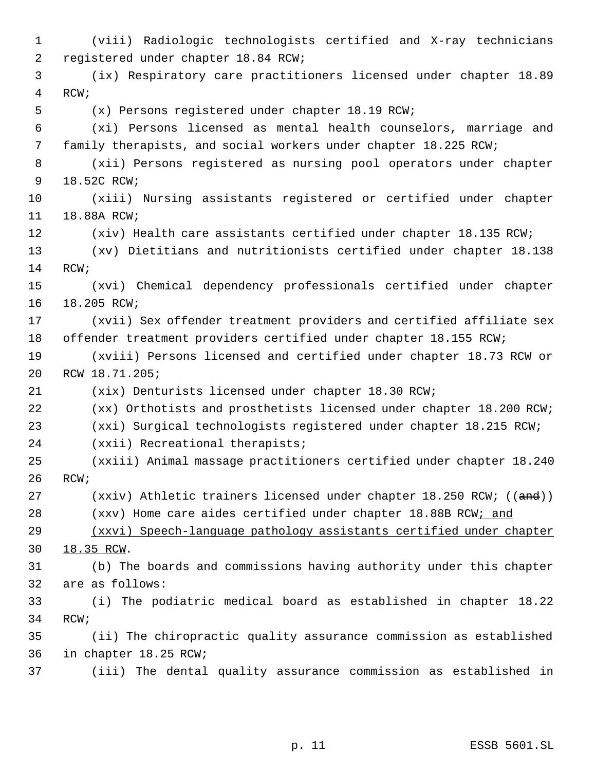(viii) Radiologic technologists certified and X-ray technicians registered under chapter 18.84 RCW;

(ix) Respiratory care practitioners licensed under chapter 18.89 RCW;

(x) Persons registered under chapter 18.19 RCW;

(xi) Persons licensed as mental health counselors, marriage and family therapists, and social workers under chapter 18.225 RCW;

(xii) Persons registered as nursing pool operators under chapter 18.52C RCW;

(xiii) Nursing assistants registered or certified under chapter 18.88A RCW;

(xiv) Health care assistants certified under chapter 18.135 RCW;

(xv) Dietitians and nutritionists certified under chapter 18.138 RCW;

(xvi) Chemical dependency professionals certified under chapter 18.205 RCW;

(xvii) Sex offender treatment providers and certified affiliate sex offender treatment providers certified under chapter 18.155 RCW;

(xviii) Persons licensed and certified under chapter 18.73 RCW or RCW 18.71.205;

(xix) Denturists licensed under chapter 18.30 RCW;

(xx) Orthotists and prosthetists licensed under chapter 18.200 RCW;

(xxi) Surgical technologists registered under chapter 18.215 RCW;

(xxii) Recreational therapists;

(xxiii) Animal massage practitioners certified under chapter 18.240 RCW;

(xxiv) Athletic trainers licensed under chapter 18.250 RCW; ((~~and~~))

(xxv) Home care aides certified under chapter 18.88B RCW<u>; and</u>

<u>(xxvi) Speech-language pathology assistants certified under chapter 18.35 RCW</u>.

(b) The boards and commissions having authority under this chapter are as follows:

(i) The podiatric medical board as established in chapter 18.22 RCW;

(ii) The chiropractic quality assurance commission as established in chapter 18.25 RCW;

(iii) The dental quality assurance commission as established in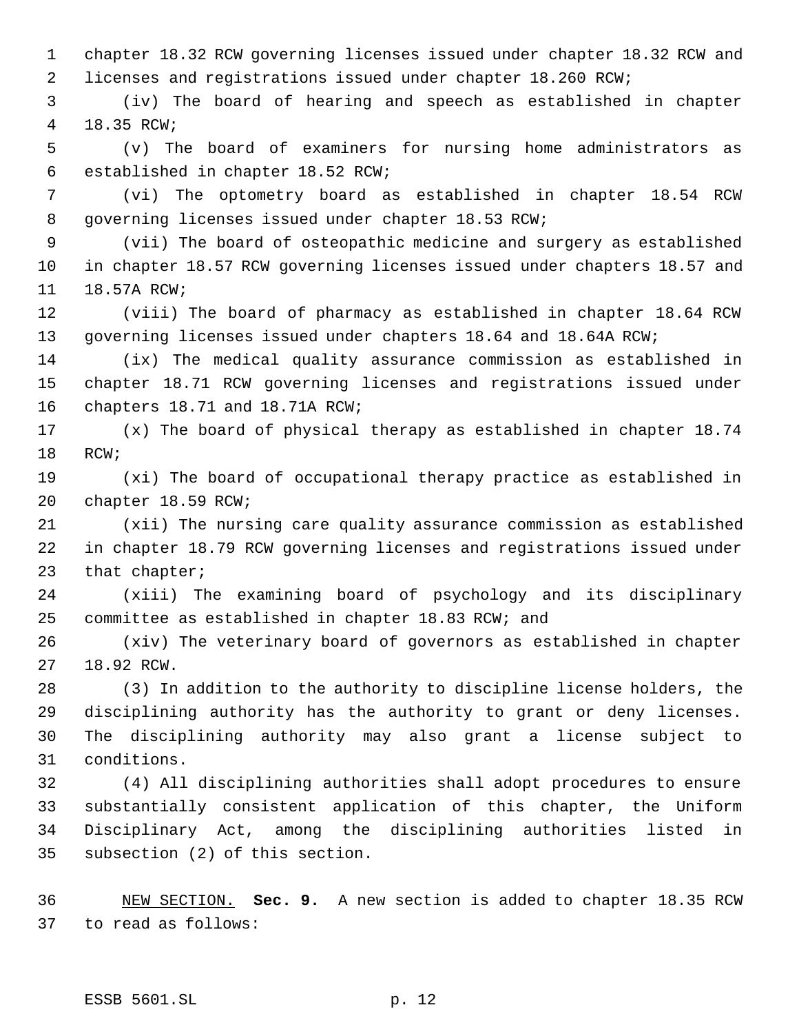chapter 18.32 RCW governing licenses issued under chapter 18.32 RCW and licenses and registrations issued under chapter 18.260 RCW;

(iv) The board of hearing and speech as established in chapter 18.35 RCW;

(v) The board of examiners for nursing home administrators as established in chapter 18.52 RCW;

(vi) The optometry board as established in chapter 18.54 RCW governing licenses issued under chapter 18.53 RCW;

(vii) The board of osteopathic medicine and surgery as established in chapter 18.57 RCW governing licenses issued under chapters 18.57 and 18.57A RCW;

(viii) The board of pharmacy as established in chapter 18.64 RCW governing licenses issued under chapters 18.64 and 18.64A RCW;

(ix) The medical quality assurance commission as established in chapter 18.71 RCW governing licenses and registrations issued under chapters 18.71 and 18.71A RCW;

(x) The board of physical therapy as established in chapter 18.74 RCW;

(xi) The board of occupational therapy practice as established in chapter 18.59 RCW;

(xii) The nursing care quality assurance commission as established in chapter 18.79 RCW governing licenses and registrations issued under that chapter;

(xiii) The examining board of psychology and its disciplinary committee as established in chapter 18.83 RCW; and

(xiv) The veterinary board of governors as established in chapter 18.92 RCW.

(3) In addition to the authority to discipline license holders, the disciplining authority has the authority to grant or deny licenses. The disciplining authority may also grant a license subject to conditions.

(4) All disciplining authorities shall adopt procedures to ensure substantially consistent application of this chapter, the Uniform Disciplinary Act, among the disciplining authorities listed in subsection (2) of this section.

NEW SECTION. **Sec. 9.** A new section is added to chapter 18.35 RCW to read as follows: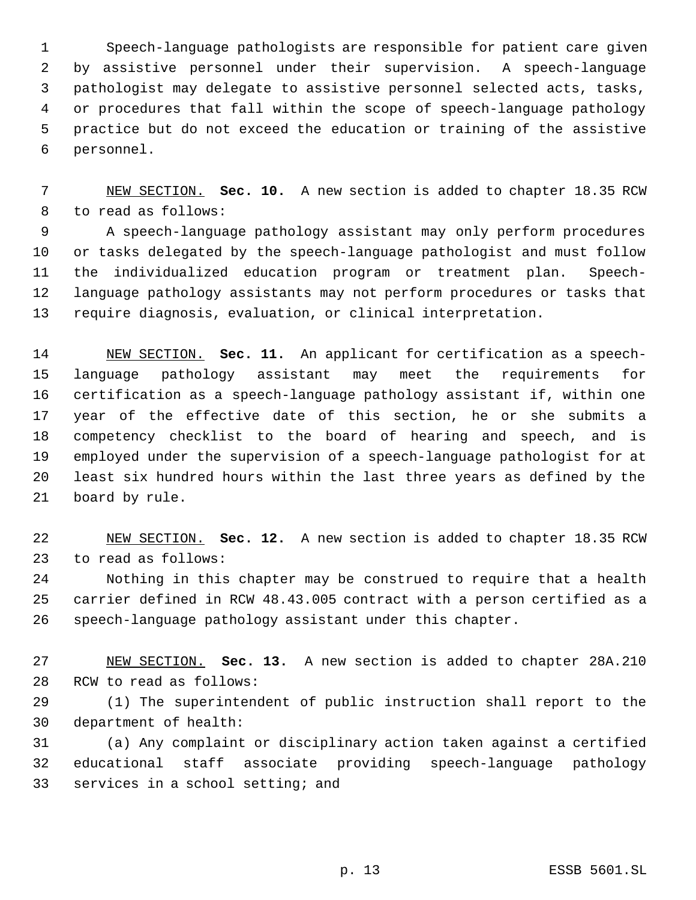Speech-language pathologists are responsible for patient care given by assistive personnel under their supervision. A speech-language pathologist may delegate to assistive personnel selected acts, tasks, or procedures that fall within the scope of speech-language pathology practice but do not exceed the education or training of the assistive personnel.

NEW SECTION. **Sec. 10.** A new section is added to chapter 18.35 RCW to read as follows:

A speech-language pathology assistant may only perform procedures or tasks delegated by the speech-language pathologist and must follow the individualized education program or treatment plan. Speech-language pathology assistants may not perform procedures or tasks that require diagnosis, evaluation, or clinical interpretation.

NEW SECTION. **Sec. 11.** An applicant for certification as a speech-language pathology assistant may meet the requirements for certification as a speech-language pathology assistant if, within one year of the effective date of this section, he or she submits a competency checklist to the board of hearing and speech, and is employed under the supervision of a speech-language pathologist for at least six hundred hours within the last three years as defined by the board by rule.

NEW SECTION. **Sec. 12.** A new section is added to chapter 18.35 RCW to read as follows:

Nothing in this chapter may be construed to require that a health carrier defined in RCW 48.43.005 contract with a person certified as a speech-language pathology assistant under this chapter.

NEW SECTION. **Sec. 13.** A new section is added to chapter 28A.210 RCW to read as follows:

(1) The superintendent of public instruction shall report to the department of health:

(a) Any complaint or disciplinary action taken against a certified educational staff associate providing speech-language pathology services in a school setting; and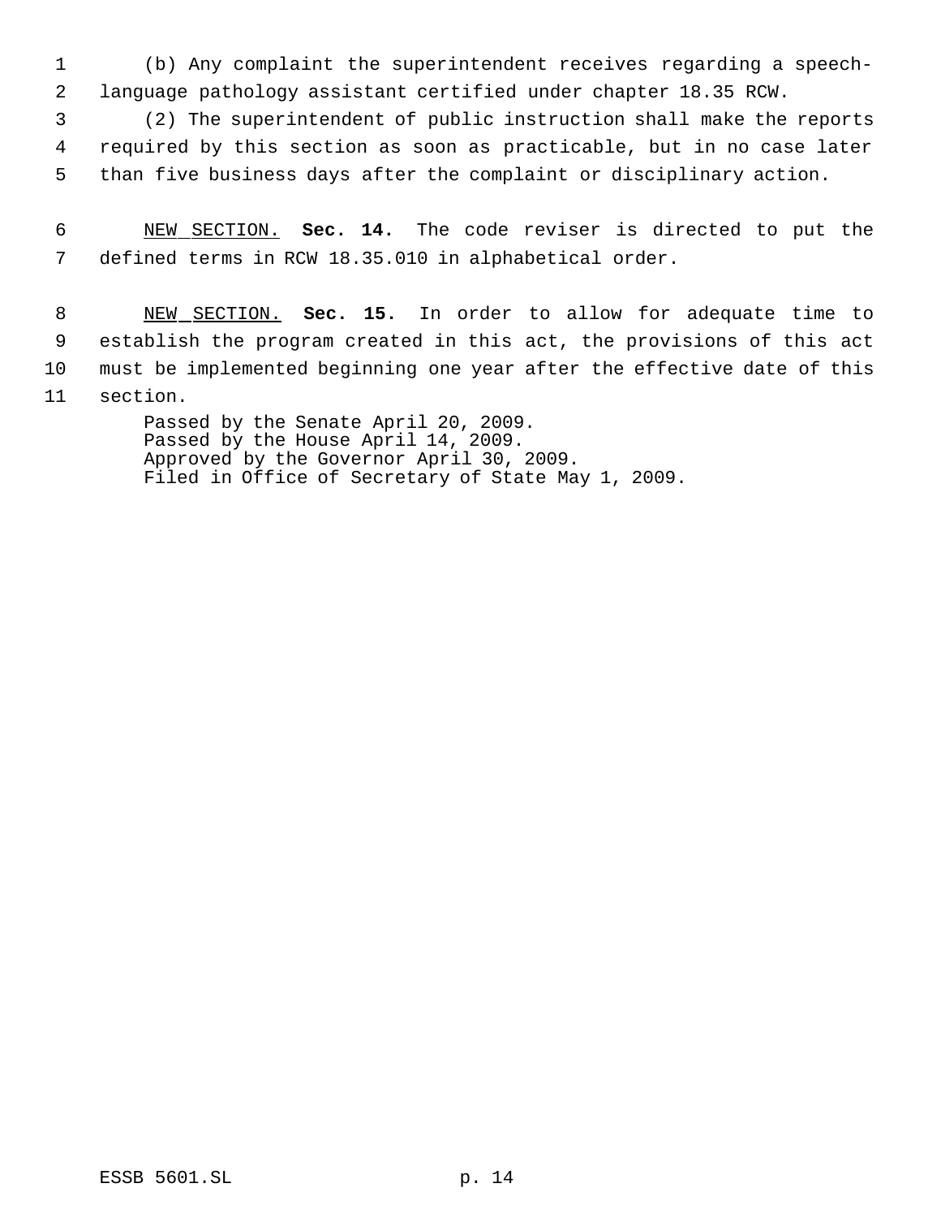(b) Any complaint the superintendent receives regarding a speech-language pathology assistant certified under chapter 18.35 RCW.

(2) The superintendent of public instruction shall make the reports required by this section as soon as practicable, but in no case later than five business days after the complaint or disciplinary action.

NEW SECTION. **Sec. 14.** The code reviser is directed to put the defined terms in RCW 18.35.010 in alphabetical order.

NEW SECTION. **Sec. 15.** In order to allow for adequate time to establish the program created in this act, the provisions of this act must be implemented beginning one year after the effective date of this section.

Passed by the Senate April 20, 2009.
Passed by the House April 14, 2009.
Approved by the Governor April 30, 2009.
Filed in Office of Secretary of State May 1, 2009.